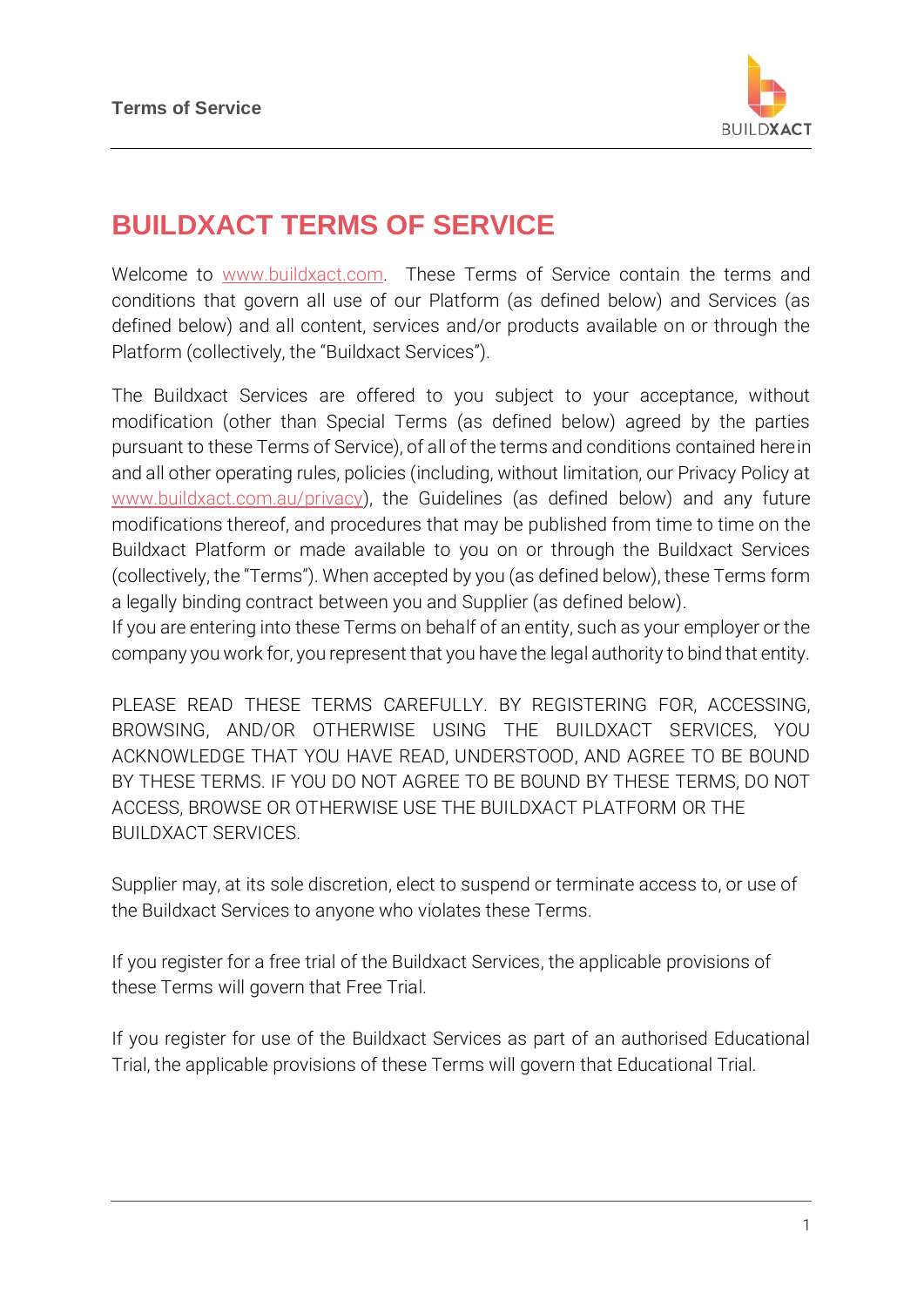# BUILDXACT TERMS OF SERVICE

Welcome to [www.buildxact.com](http://www.buildxact.com). These Terms of Service contain the terms and conditions that govern all use of our Platform (as defined below) and Services (as defined below) and all content, services and/or products available on or through the Platform (collectively, the "Buildxact Services").

The Buildxact Services are offered to you subject to your acceptance, without modification (other than Special Terms (as defined below) agreed by the parties pursuant to these Terms of Service), of all of the terms and conditions contained herein and all other operating rules, policies (including, without limitation, our Privacy Policy at [www.buildxact.com.au/privacy](http://www.buildxact.com.au/privacy)), the Guidelines (as defined below) and any future modifications thereof, and procedures that may be published from time to time on the Buildxact Platform or made available to you on or through the Buildxact Services (collectively, the "Terms"). When accepted by you (as defined below), these Terms form a legally binding contract between you and Supplier (as defined below).

If you are entering into these Terms on behalf of an entity, such as your employer or the company you work for, you represent that you have the legal authority to bind that entity.

PLEASE READ THESE TERMS CAREFULLY. BY REGISTERING FOR, ACCESSING, BROWSING, AND/OR OTHERWISE USING THE BUILDXACT SERVICES, YOU ACKNOWLEDGE THAT YOU HAVE READ, UNDERSTOOD, AND AGREE TO BE BOUND BY THESE TERMS. IF YOU DO NOT AGREE TO BE BOUND BY THESE TERMS, DO NOT ACCESS, BROWSE OR OTHERWISE USE THE BUILDXACT PLATFORM OR THE BUILDXACT SERVICES.

Supplier may, at its sole discretion, elect to suspend or terminate access to, or use of the Buildxact Services to anyone who violates these Terms.

If you register for a free trial of the Buildxact Services, the applicable provisions of these Terms will govern that Free Trial.

If you register for use of the Buildxact Services as part of an authorised Educational Trial, the applicable provisions of these Terms will govern that Educational Trial.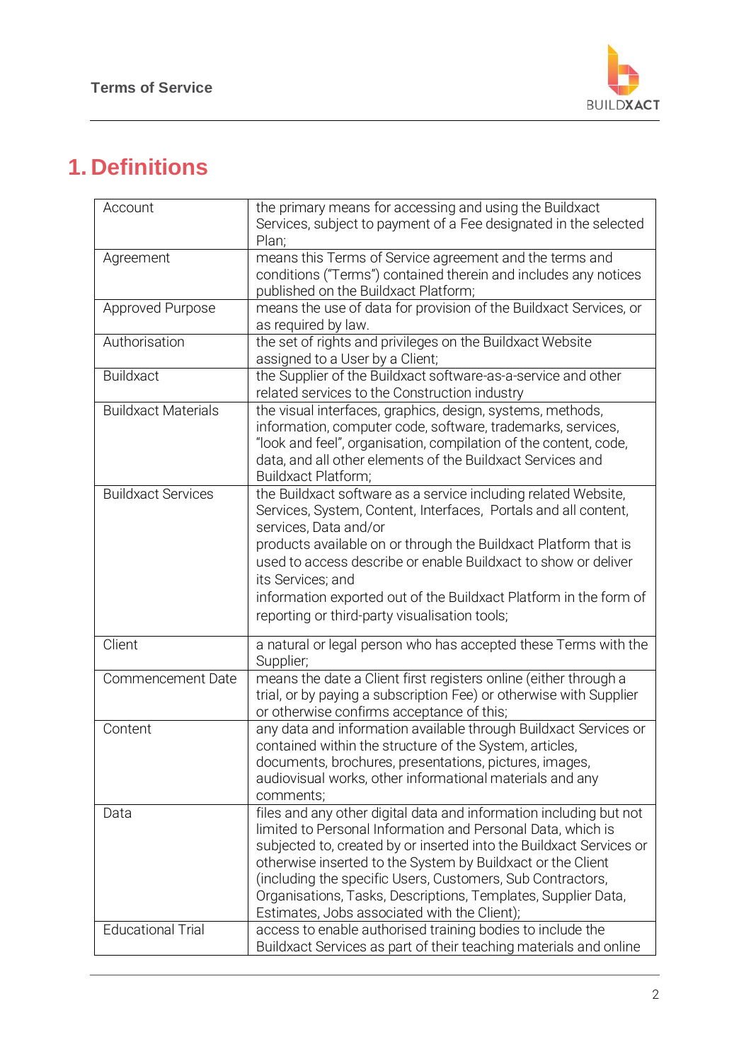# 1. Definitions

| | |
|---|---|
| Account | the primary means for accessing and using the Buildxact Services, subject to payment of a Fee designated in the selected Plan; |
| Agreement | means this Terms of Service agreement and the terms and conditions ("Terms") contained therein and includes any notices published on the Buildxact Platform; |
| Approved Purpose | means the use of data for provision of the Buildxact Services, or as required by law. |
| Authorisation | the set of rights and privileges on the Buildxact Website assigned to a User by a Client; |
| Buildxact | the Supplier of the Buildxact software-as-a-service and other related services to the Construction industry |
| Buildxact Materials | the visual interfaces, graphics, design, systems, methods, information, computer code, software, trademarks, services, "look and feel", organisation, compilation of the content, code, data, and all other elements of the Buildxact Services and Buildxact Platform; |
| Buildxact Services | the Buildxact software as a service including related Website, Services, System, Content, Interfaces, Portals and all content, services, Data and/or products available on or through the Buildxact Platform that is used to access describe or enable Buildxact to show or deliver its Services; and information exported out of the Buildxact Platform in the form of reporting or third-party visualisation tools; |
| Client | a natural or legal person who has accepted these Terms with the Supplier; |
| Commencement Date | means the date a Client first registers online (either through a trial, or by paying a subscription Fee) or otherwise with Supplier or otherwise confirms acceptance of this; |
| Content | any data and information available through Buildxact Services or contained within the structure of the System, articles, documents, brochures, presentations, pictures, images, audiovisual works, other informational materials and any comments; |
| Data | files and any other digital data and information including but not limited to Personal Information and Personal Data, which is subjected to, created by or inserted into the Buildxact Services or otherwise inserted to the System by Buildxact or the Client (including the specific Users, Customers, Sub Contractors, Organisations, Tasks, Descriptions, Templates, Supplier Data, Estimates, Jobs associated with the Client); |
| Educational Trial | access to enable authorised training bodies to include the Buildxact Services as part of their teaching materials and online |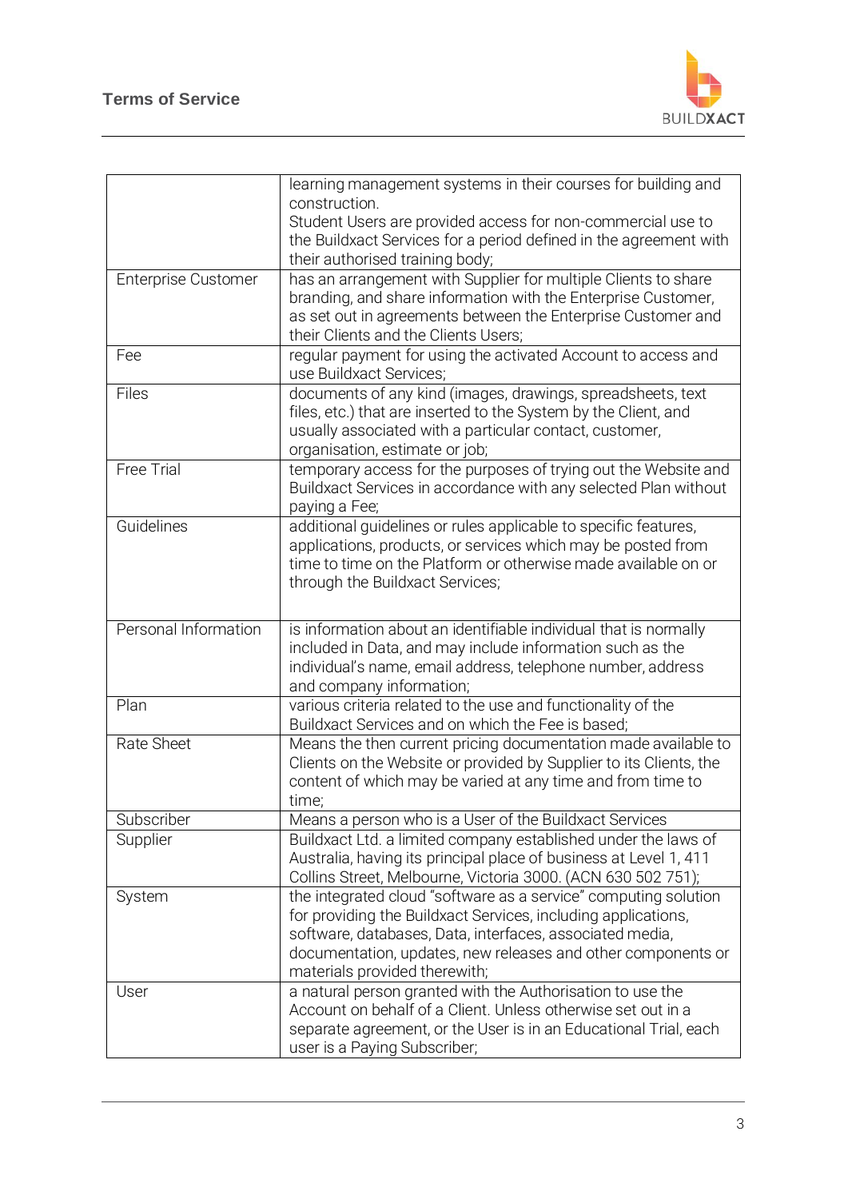|  |  |
| --- | --- |
|  | learning management systems in their courses for building and construction. Student Users are provided access for non-commercial use to the Buildxact Services for a period defined in the agreement with their authorised training body; |
| Enterprise Customer | has an arrangement with Supplier for multiple Clients to share branding, and share information with the Enterprise Customer, as set out in agreements between the Enterprise Customer and their Clients and the Clients Users; |
| Fee | regular payment for using the activated Account to access and use Buildxact Services; |
| Files | documents of any kind (images, drawings, spreadsheets, text files, etc.) that are inserted to the System by the Client, and usually associated with a particular contact, customer, organisation, estimate or job; |
| Free Trial | temporary access for the purposes of trying out the Website and Buildxact Services in accordance with any selected Plan without paying a Fee; |
| Guidelines | additional guidelines or rules applicable to specific features, applications, products, or services which may be posted from time to time on the Platform or otherwise made available on or through the Buildxact Services; |
| Personal Information | is information about an identifiable individual that is normally included in Data, and may include information such as the individual's name, email address, telephone number, address and company information; |
| Plan | various criteria related to the use and functionality of the Buildxact Services and on which the Fee is based; |
| Rate Sheet | Means the then current pricing documentation made available to Clients on the Website or provided by Supplier to its Clients, the content of which may be varied at any time and from time to time; |
| Subscriber | Means a person who is a User of the Buildxact Services |
| Supplier | Buildxact Ltd. a limited company established under the laws of Australia, having its principal place of business at Level 1, 411 Collins Street, Melbourne, Victoria 3000. (ACN 630 502 751); |
| System | the integrated cloud "software as a service" computing solution for providing the Buildxact Services, including applications, software, databases, Data, interfaces, associated media, documentation, updates, new releases and other components or materials provided therewith; |
| User | a natural person granted with the Authorisation to use the Account on behalf of a Client. Unless otherwise set out in a separate agreement, or the User is in an Educational Trial, each user is a Paying Subscriber; |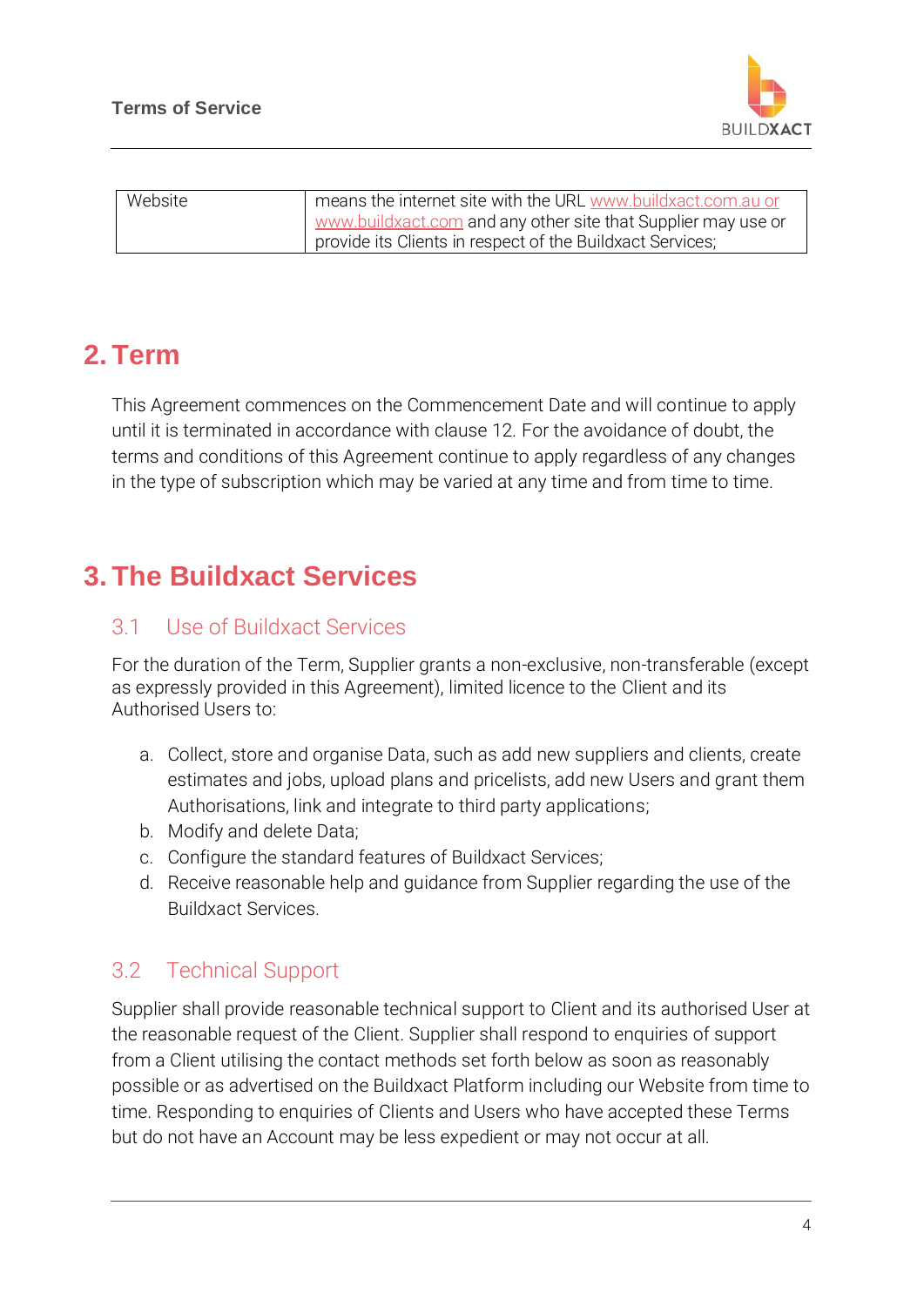| Website | means the internet site with the URL www.buildxact.com.au or www.buildxact.com and any other site that Supplier may use or provide its Clients in respect of the Buildxact Services; |
|---|---|

# 2. Term

This Agreement commences on the Commencement Date and will continue to apply until it is terminated in accordance with clause 12. For the avoidance of doubt, the terms and conditions of this Agreement continue to apply regardless of any changes in the type of subscription which may be varied at any time and from time to time.

# 3. The Buildxact Services

## 3.1 Use of Buildxact Services

For the duration of the Term, Supplier grants a non-exclusive, non-transferable (except as expressly provided in this Agreement), limited licence to the Client and its Authorised Users to:

a. Collect, store and organise Data, such as add new suppliers and clients, create estimates and jobs, upload plans and pricelists, add new Users and grant them Authorisations, link and integrate to third party applications;
b. Modify and delete Data;
c. Configure the standard features of Buildxact Services;
d. Receive reasonable help and guidance from Supplier regarding the use of the Buildxact Services.

## 3.2 Technical Support

Supplier shall provide reasonable technical support to Client and its authorised User at the reasonable request of the Client. Supplier shall respond to enquiries of support from a Client utilising the contact methods set forth below as soon as reasonably possible or as advertised on the Buildxact Platform including our Website from time to time. Responding to enquiries of Clients and Users who have accepted these Terms but do not have an Account may be less expedient or may not occur at all.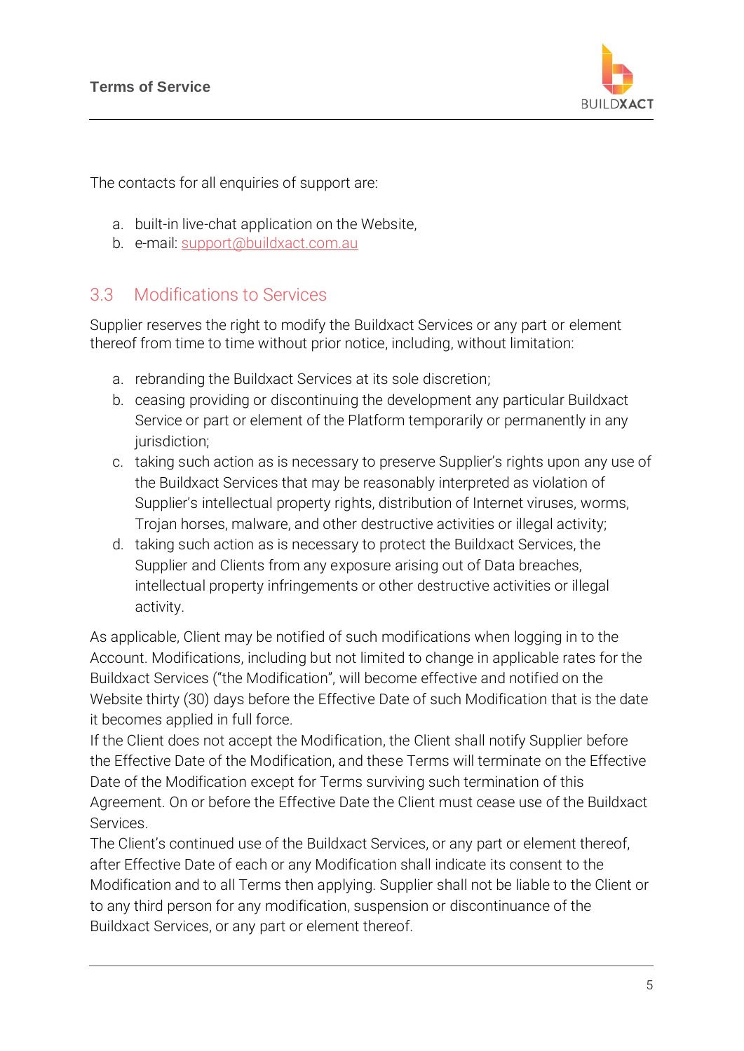The contacts for all enquiries of support are:

a. built-in live-chat application on the Website,
b. e-mail: support@buildxact.com.au

## 3.3 Modifications to Services

Supplier reserves the right to modify the Buildxact Services or any part or element thereof from time to time without prior notice, including, without limitation:

a. rebranding the Buildxact Services at its sole discretion;
b. ceasing providing or discontinuing the development any particular Buildxact Service or part or element of the Platform temporarily or permanently in any jurisdiction;
c. taking such action as is necessary to preserve Supplier's rights upon any use of the Buildxact Services that may be reasonably interpreted as violation of Supplier's intellectual property rights, distribution of Internet viruses, worms, Trojan horses, malware, and other destructive activities or illegal activity;
d. taking such action as is necessary to protect the Buildxact Services, the Supplier and Clients from any exposure arising out of Data breaches, intellectual property infringements or other destructive activities or illegal activity.

As applicable, Client may be notified of such modifications when logging in to the Account. Modifications, including but not limited to change in applicable rates for the Buildxact Services ("the Modification", will become effective and notified on the Website thirty (30) days before the Effective Date of such Modification that is the date it becomes applied in full force.

If the Client does not accept the Modification, the Client shall notify Supplier before the Effective Date of the Modification, and these Terms will terminate on the Effective Date of the Modification except for Terms surviving such termination of this Agreement. On or before the Effective Date the Client must cease use of the Buildxact Services.

The Client's continued use of the Buildxact Services, or any part or element thereof, after Effective Date of each or any Modification shall indicate its consent to the Modification and to all Terms then applying. Supplier shall not be liable to the Client or to any third person for any modification, suspension or discontinuance of the Buildxact Services, or any part or element thereof.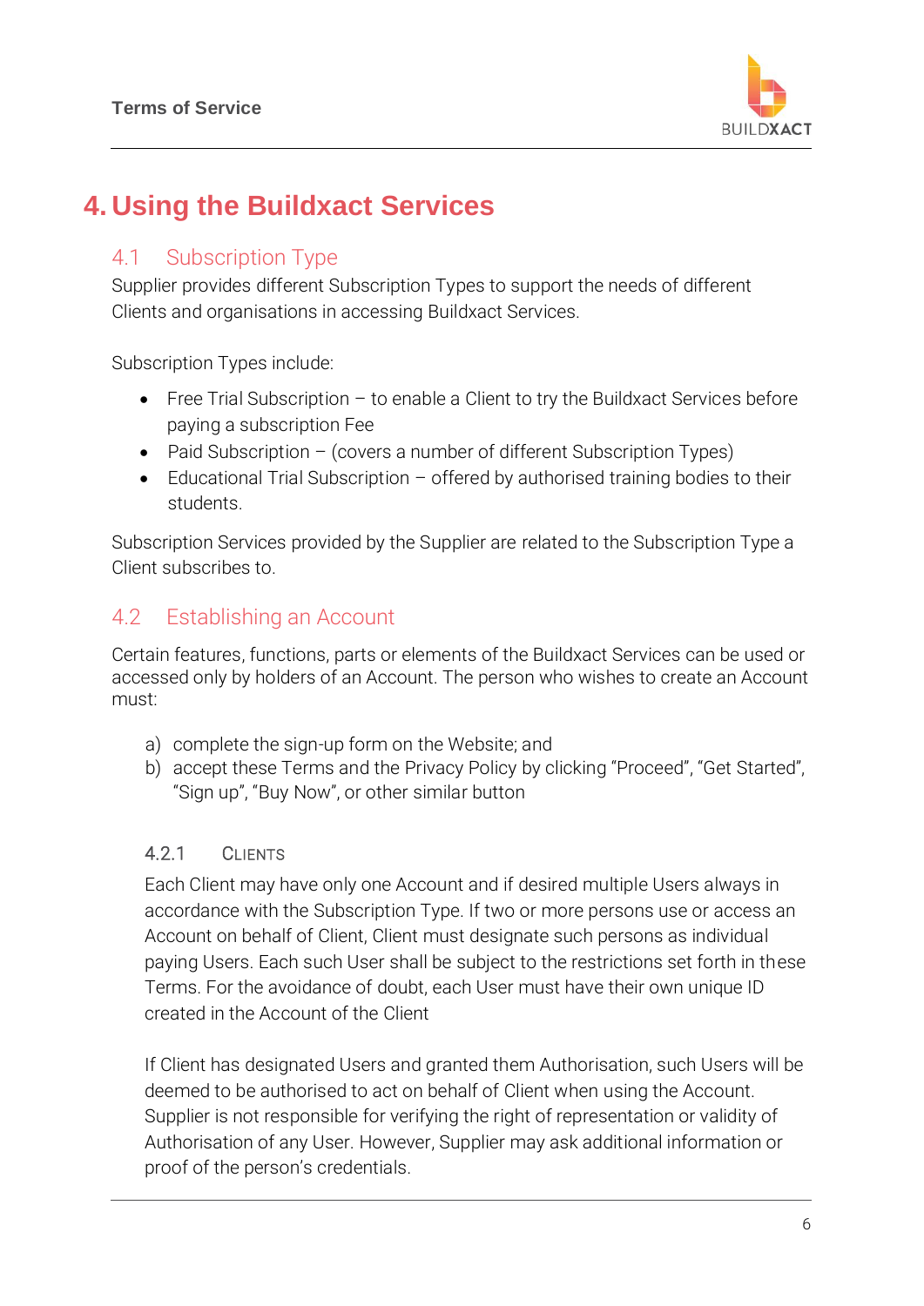# 4. Using the Buildxact Services

## 4.1 Subscription Type

Supplier provides different Subscription Types to support the needs of different Clients and organisations in accessing Buildxact Services.

Subscription Types include:

- Free Trial Subscription – to enable a Client to try the Buildxact Services before paying a subscription Fee
- Paid Subscription – (covers a number of different Subscription Types)
- Educational Trial Subscription – offered by authorised training bodies to their students.

Subscription Services provided by the Supplier are related to the Subscription Type a Client subscribes to.

## 4.2 Establishing an Account

Certain features, functions, parts or elements of the Buildxact Services can be used or accessed only by holders of an Account. The person who wishes to create an Account must:

a) complete the sign-up form on the Website; and
b) accept these Terms and the Privacy Policy by clicking "Proceed", "Get Started", "Sign up", "Buy Now", or other similar button

### 4.2.1 Clients

Each Client may have only one Account and if desired multiple Users always in accordance with the Subscription Type. If two or more persons use or access an Account on behalf of Client, Client must designate such persons as individual paying Users. Each such User shall be subject to the restrictions set forth in these Terms. For the avoidance of doubt, each User must have their own unique ID created in the Account of the Client

If Client has designated Users and granted them Authorisation, such Users will be deemed to be authorised to act on behalf of Client when using the Account. Supplier is not responsible for verifying the right of representation or validity of Authorisation of any User. However, Supplier may ask additional information or proof of the person's credentials.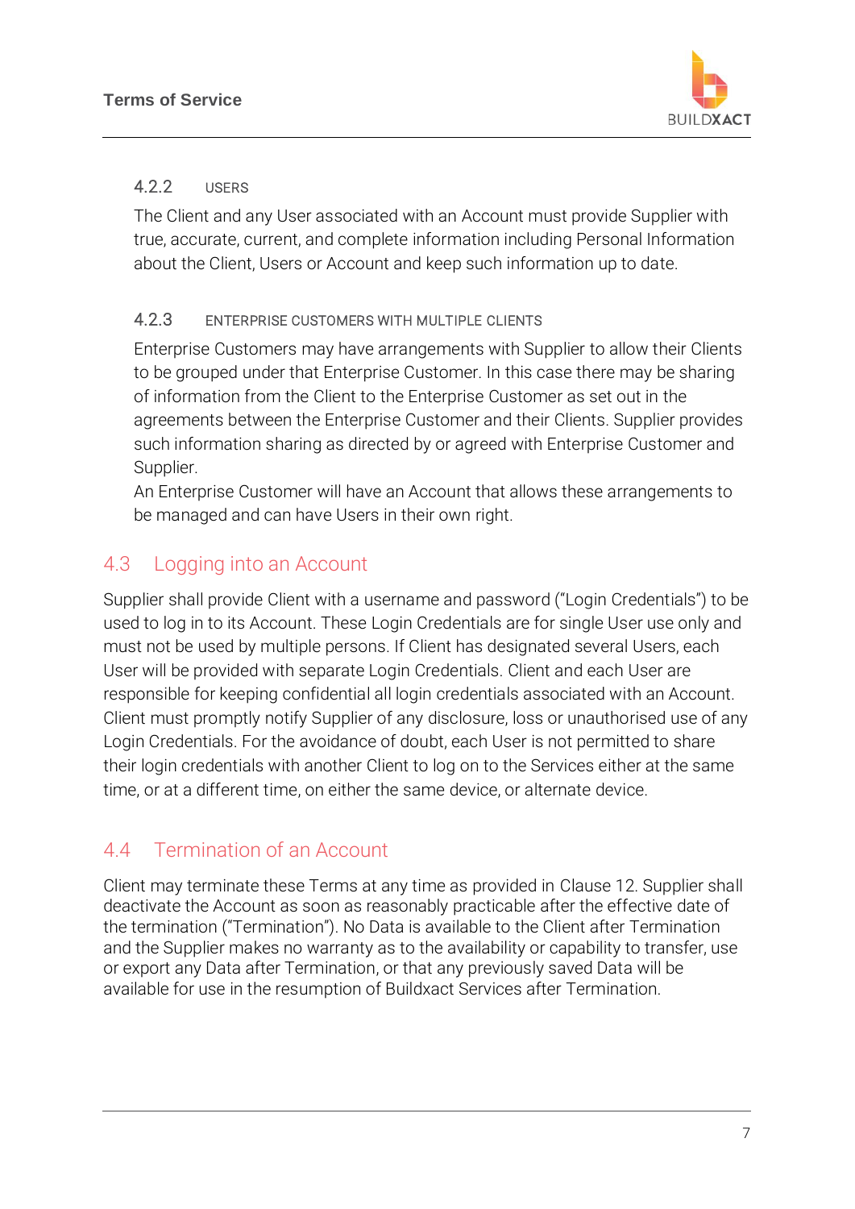#### 4.2.2 USERS

The Client and any User associated with an Account must provide Supplier with true, accurate, current, and complete information including Personal Information about the Client, Users or Account and keep such information up to date.

#### 4.2.3 ENTERPRISE CUSTOMERS WITH MULTIPLE CLIENTS

Enterprise Customers may have arrangements with Supplier to allow their Clients to be grouped under that Enterprise Customer. In this case there may be sharing of information from the Client to the Enterprise Customer as set out in the agreements between the Enterprise Customer and their Clients. Supplier provides such information sharing as directed by or agreed with Enterprise Customer and Supplier.

An Enterprise Customer will have an Account that allows these arrangements to be managed and can have Users in their own right.

## 4.3 Logging into an Account

Supplier shall provide Client with a username and password ("Login Credentials") to be used to log in to its Account. These Login Credentials are for single User use only and must not be used by multiple persons. If Client has designated several Users, each User will be provided with separate Login Credentials. Client and each User are responsible for keeping confidential all login credentials associated with an Account. Client must promptly notify Supplier of any disclosure, loss or unauthorised use of any Login Credentials. For the avoidance of doubt, each User is not permitted to share their login credentials with another Client to log on to the Services either at the same time, or at a different time, on either the same device, or alternate device.

## 4.4 Termination of an Account

Client may terminate these Terms at any time as provided in Clause 12. Supplier shall deactivate the Account as soon as reasonably practicable after the effective date of the termination ("Termination"). No Data is available to the Client after Termination and the Supplier makes no warranty as to the availability or capability to transfer, use or export any Data after Termination, or that any previously saved Data will be available for use in the resumption of Buildxact Services after Termination.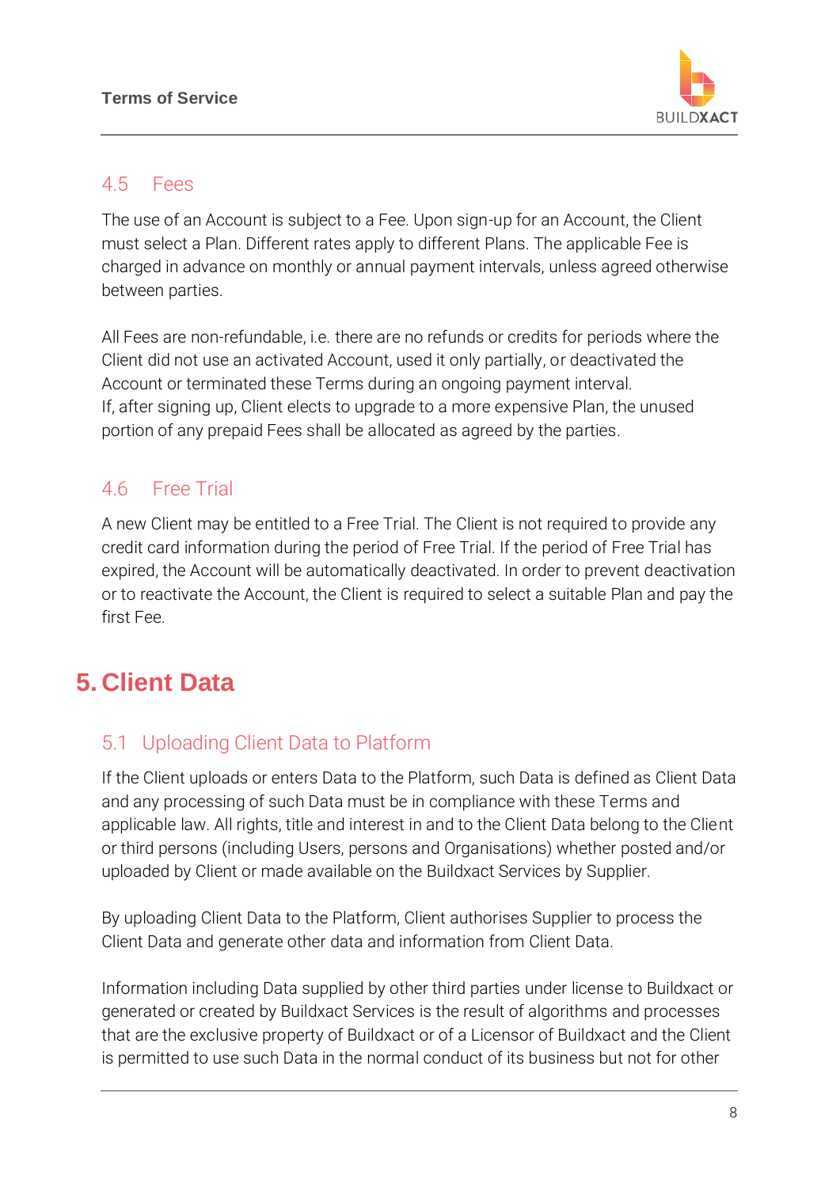### 4.5 Fees

The use of an Account is subject to a Fee. Upon sign-up for an Account, the Client must select a Plan. Different rates apply to different Plans. The applicable Fee is charged in advance on monthly or annual payment intervals, unless agreed otherwise between parties.

All Fees are non-refundable, i.e. there are no refunds or credits for periods where the Client did not use an activated Account, used it only partially, or deactivated the Account or terminated these Terms during an ongoing payment interval.
If, after signing up, Client elects to upgrade to a more expensive Plan, the unused portion of any prepaid Fees shall be allocated as agreed by the parties.

### 4.6 Free Trial

A new Client may be entitled to a Free Trial. The Client is not required to provide any credit card information during the period of Free Trial. If the period of Free Trial has expired, the Account will be automatically deactivated. In order to prevent deactivation or to reactivate the Account, the Client is required to select a suitable Plan and pay the first Fee.

## 5. Client Data

### 5.1 Uploading Client Data to Platform

If the Client uploads or enters Data to the Platform, such Data is defined as Client Data and any processing of such Data must be in compliance with these Terms and applicable law. All rights, title and interest in and to the Client Data belong to the Client or third persons (including Users, persons and Organisations) whether posted and/or uploaded by Client or made available on the Buildxact Services by Supplier.

By uploading Client Data to the Platform, Client authorises Supplier to process the Client Data and generate other data and information from Client Data.

Information including Data supplied by other third parties under license to Buildxact or generated or created by Buildxact Services is the result of algorithms and processes that are the exclusive property of Buildxact or of a Licensor of Buildxact and the Client is permitted to use such Data in the normal conduct of its business but not for other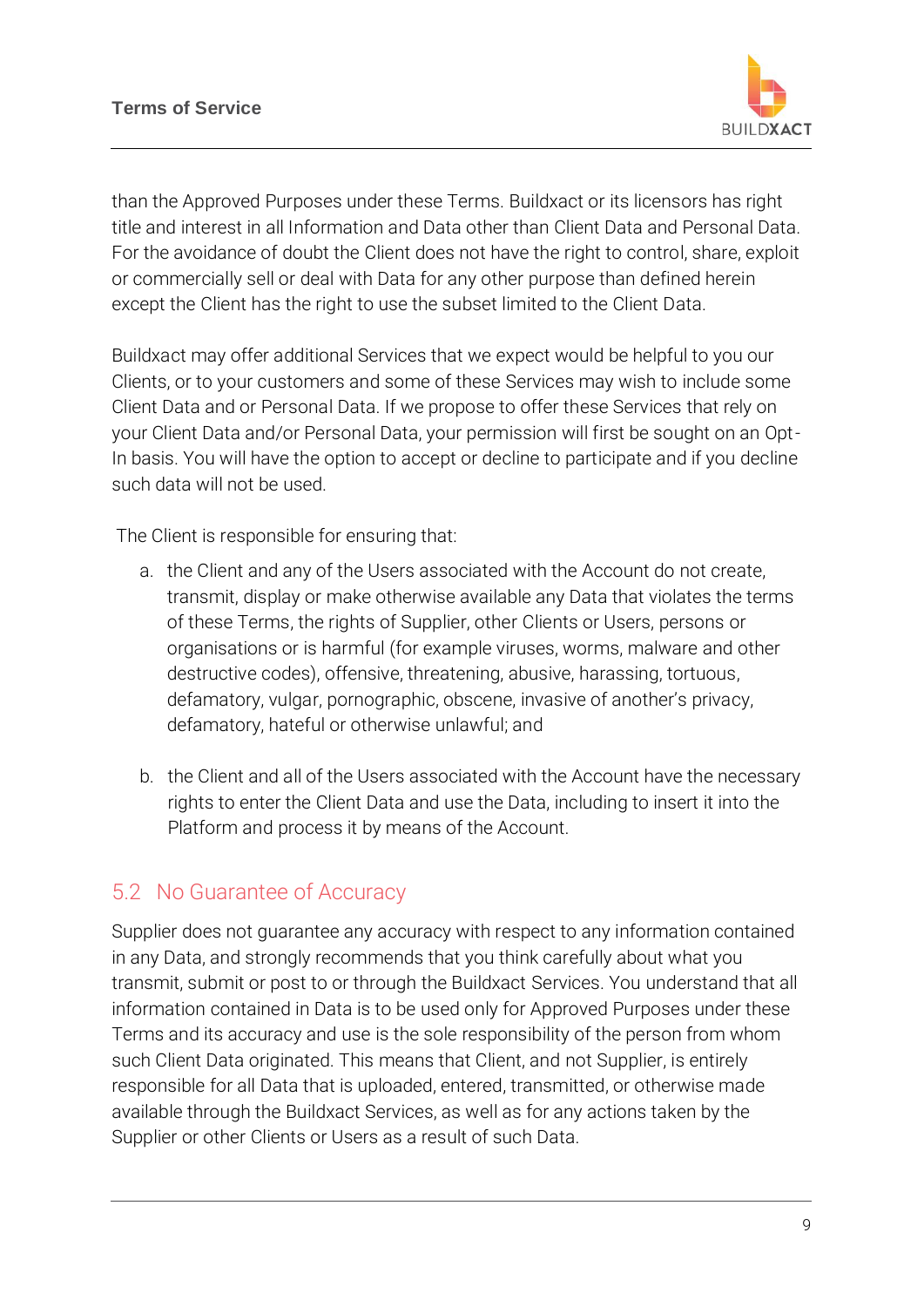than the Approved Purposes under these Terms. Buildxact or its licensors has right title and interest in all Information and Data other than Client Data and Personal Data. For the avoidance of doubt the Client does not have the right to control, share, exploit or commercially sell or deal with Data for any other purpose than defined herein except the Client has the right to use the subset limited to the Client Data.

Buildxact may offer additional Services that we expect would be helpful to you our Clients, or to your customers and some of these Services may wish to include some Client Data and or Personal Data. If we propose to offer these Services that rely on your Client Data and/or Personal Data, your permission will first be sought on an Opt-In basis. You will have the option to accept or decline to participate and if you decline such data will not be used.

The Client is responsible for ensuring that:

a. the Client and any of the Users associated with the Account do not create, transmit, display or make otherwise available any Data that violates the terms of these Terms, the rights of Supplier, other Clients or Users, persons or organisations or is harmful (for example viruses, worms, malware and other destructive codes), offensive, threatening, abusive, harassing, tortuous, defamatory, vulgar, pornographic, obscene, invasive of another's privacy, defamatory, hateful or otherwise unlawful; and

b. the Client and all of the Users associated with the Account have the necessary rights to enter the Client Data and use the Data, including to insert it into the Platform and process it by means of the Account.

## 5.2 No Guarantee of Accuracy

Supplier does not guarantee any accuracy with respect to any information contained in any Data, and strongly recommends that you think carefully about what you transmit, submit or post to or through the Buildxact Services. You understand that all information contained in Data is to be used only for Approved Purposes under these Terms and its accuracy and use is the sole responsibility of the person from whom such Client Data originated. This means that Client, and not Supplier, is entirely responsible for all Data that is uploaded, entered, transmitted, or otherwise made available through the Buildxact Services, as well as for any actions taken by the Supplier or other Clients or Users as a result of such Data.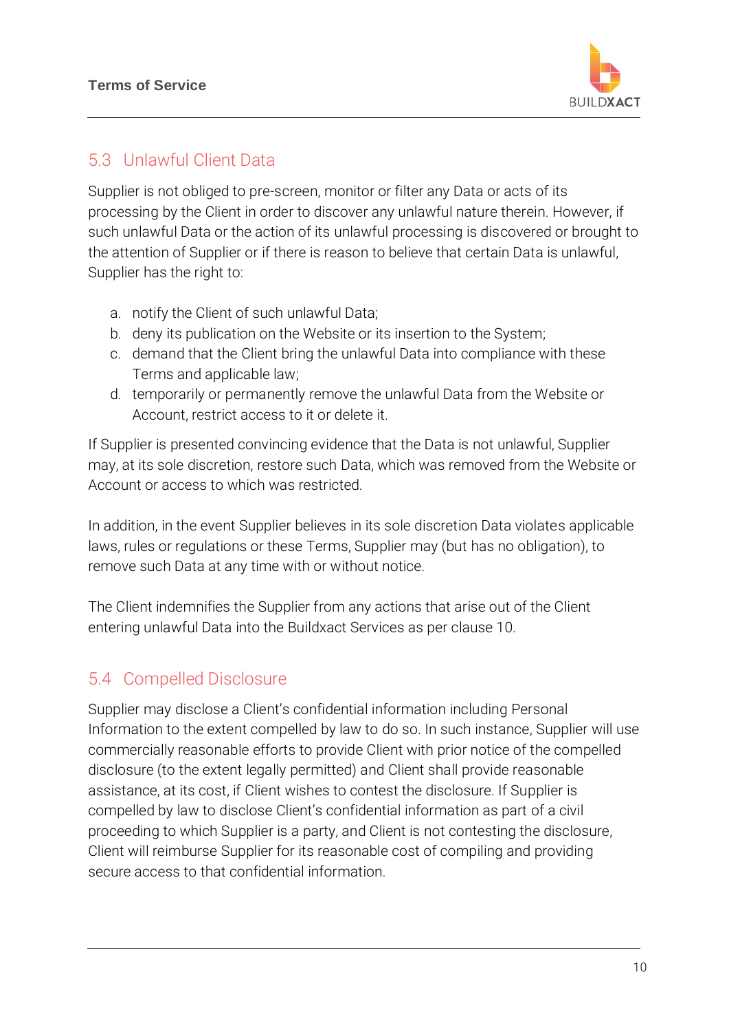## 5.3 Unlawful Client Data

Supplier is not obliged to pre-screen, monitor or filter any Data or acts of its processing by the Client in order to discover any unlawful nature therein. However, if such unlawful Data or the action of its unlawful processing is discovered or brought to the attention of Supplier or if there is reason to believe that certain Data is unlawful, Supplier has the right to:

a. notify the Client of such unlawful Data;
b. deny its publication on the Website or its insertion to the System;
c. demand that the Client bring the unlawful Data into compliance with these Terms and applicable law;
d. temporarily or permanently remove the unlawful Data from the Website or Account, restrict access to it or delete it.

If Supplier is presented convincing evidence that the Data is not unlawful, Supplier may, at its sole discretion, restore such Data, which was removed from the Website or Account or access to which was restricted.

In addition, in the event Supplier believes in its sole discretion Data violates applicable laws, rules or regulations or these Terms, Supplier may (but has no obligation), to remove such Data at any time with or without notice.

The Client indemnifies the Supplier from any actions that arise out of the Client entering unlawful Data into the Buildxact Services as per clause 10.

## 5.4 Compelled Disclosure

Supplier may disclose a Client's confidential information including Personal Information to the extent compelled by law to do so. In such instance, Supplier will use commercially reasonable efforts to provide Client with prior notice of the compelled disclosure (to the extent legally permitted) and Client shall provide reasonable assistance, at its cost, if Client wishes to contest the disclosure. If Supplier is compelled by law to disclose Client's confidential information as part of a civil proceeding to which Supplier is a party, and Client is not contesting the disclosure, Client will reimburse Supplier for its reasonable cost of compiling and providing secure access to that confidential information.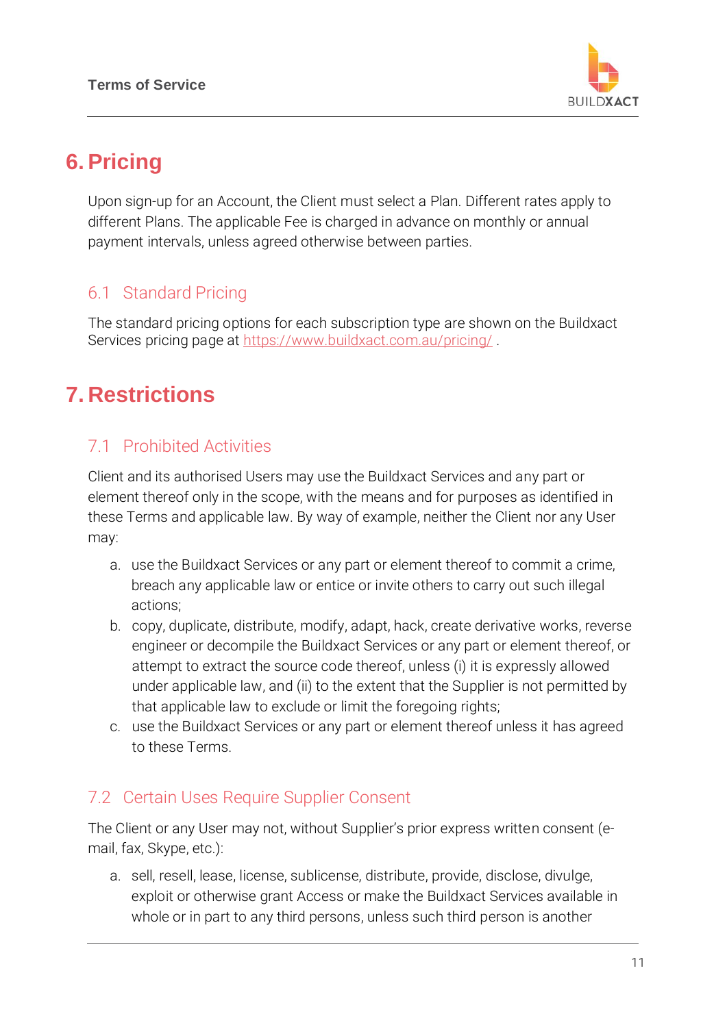# 6. Pricing

Upon sign-up for an Account, the Client must select a Plan. Different rates apply to different Plans. The applicable Fee is charged in advance on monthly or annual payment intervals, unless agreed otherwise between parties.

## 6.1 Standard Pricing

The standard pricing options for each subscription type are shown on the Buildxact Services pricing page at https://www.buildxact.com.au/pricing/ .

# 7. Restrictions

## 7.1 Prohibited Activities

Client and its authorised Users may use the Buildxact Services and any part or element thereof only in the scope, with the means and for purposes as identified in these Terms and applicable law. By way of example, neither the Client nor any User may:

a. use the Buildxact Services or any part or element thereof to commit a crime, breach any applicable law or entice or invite others to carry out such illegal actions;
b. copy, duplicate, distribute, modify, adapt, hack, create derivative works, reverse engineer or decompile the Buildxact Services or any part or element thereof, or attempt to extract the source code thereof, unless (i) it is expressly allowed under applicable law, and (ii) to the extent that the Supplier is not permitted by that applicable law to exclude or limit the foregoing rights;
c. use the Buildxact Services or any part or element thereof unless it has agreed to these Terms.

## 7.2 Certain Uses Require Supplier Consent

The Client or any User may not, without Supplier's prior express written consent (e-mail, fax, Skype, etc.):

a. sell, resell, lease, license, sublicense, distribute, provide, disclose, divulge, exploit or otherwise grant Access or make the Buildxact Services available in whole or in part to any third persons, unless such third person is another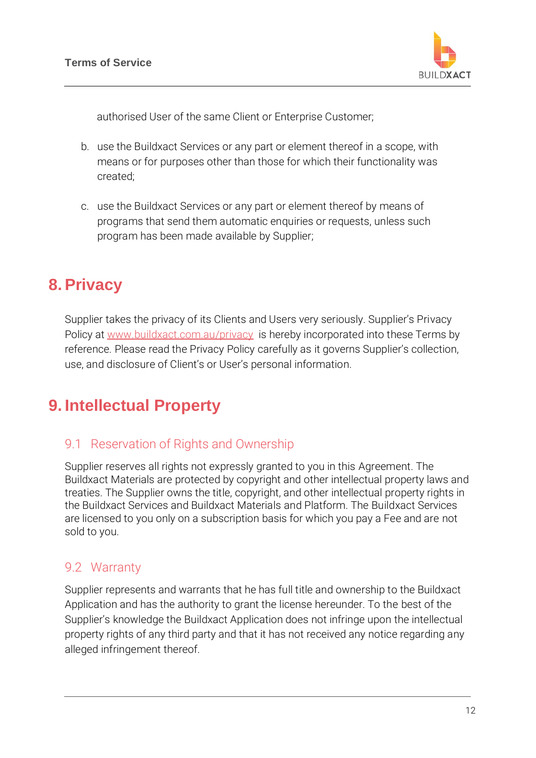authorised User of the same Client or Enterprise Customer;

b. use the Buildxact Services or any part or element thereof in a scope, with means or for purposes other than those for which their functionality was created;

c. use the Buildxact Services or any part or element thereof by means of programs that send them automatic enquiries or requests, unless such program has been made available by Supplier;

# 8. Privacy

Supplier takes the privacy of its Clients and Users very seriously. Supplier's Privacy Policy at [www.buildxact.com.au/privacy](www.buildxact.com.au/privacy) is hereby incorporated into these Terms by reference. Please read the Privacy Policy carefully as it governs Supplier's collection, use, and disclosure of Client's or User's personal information.

# 9. Intellectual Property

## 9.1 Reservation of Rights and Ownership

Supplier reserves all rights not expressly granted to you in this Agreement. The Buildxact Materials are protected by copyright and other intellectual property laws and treaties. The Supplier owns the title, copyright, and other intellectual property rights in the Buildxact Services and Buildxact Materials and Platform. The Buildxact Services are licensed to you only on a subscription basis for which you pay a Fee and are not sold to you.

## 9.2 Warranty

Supplier represents and warrants that he has full title and ownership to the Buildxact Application and has the authority to grant the license hereunder. To the best of the Supplier's knowledge the Buildxact Application does not infringe upon the intellectual property rights of any third party and that it has not received any notice regarding any alleged infringement thereof.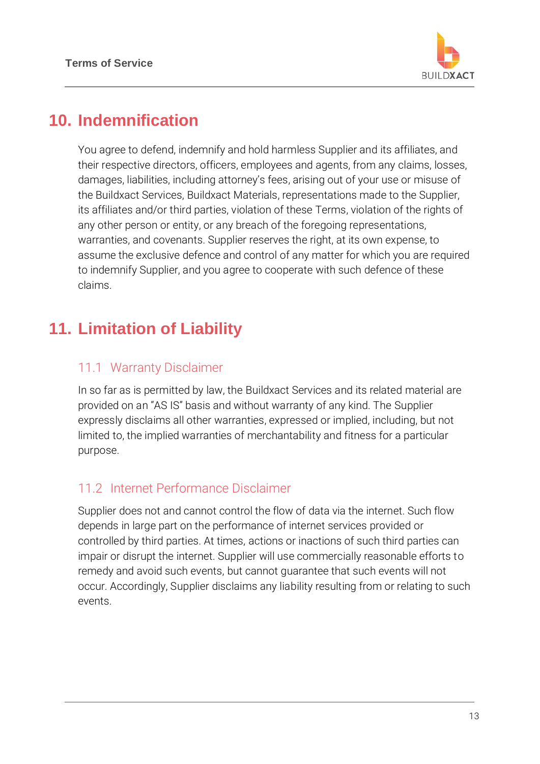# 10. Indemnification

You agree to defend, indemnify and hold harmless Supplier and its affiliates, and their respective directors, officers, employees and agents, from any claims, losses, damages, liabilities, including attorney's fees, arising out of your use or misuse of the Buildxact Services, Buildxact Materials, representations made to the Supplier, its affiliates and/or third parties, violation of these Terms, violation of the rights of any other person or entity, or any breach of the foregoing representations, warranties, and covenants. Supplier reserves the right, at its own expense, to assume the exclusive defence and control of any matter for which you are required to indemnify Supplier, and you agree to cooperate with such defence of these claims.

# 11. Limitation of Liability

## 11.1 Warranty Disclaimer

In so far as is permitted by law, the Buildxact Services and its related material are provided on an "AS IS" basis and without warranty of any kind. The Supplier expressly disclaims all other warranties, expressed or implied, including, but not limited to, the implied warranties of merchantability and fitness for a particular purpose.

## 11.2 Internet Performance Disclaimer

Supplier does not and cannot control the flow of data via the internet. Such flow depends in large part on the performance of internet services provided or controlled by third parties. At times, actions or inactions of such third parties can impair or disrupt the internet. Supplier will use commercially reasonable efforts to remedy and avoid such events, but cannot guarantee that such events will not occur. Accordingly, Supplier disclaims any liability resulting from or relating to such events.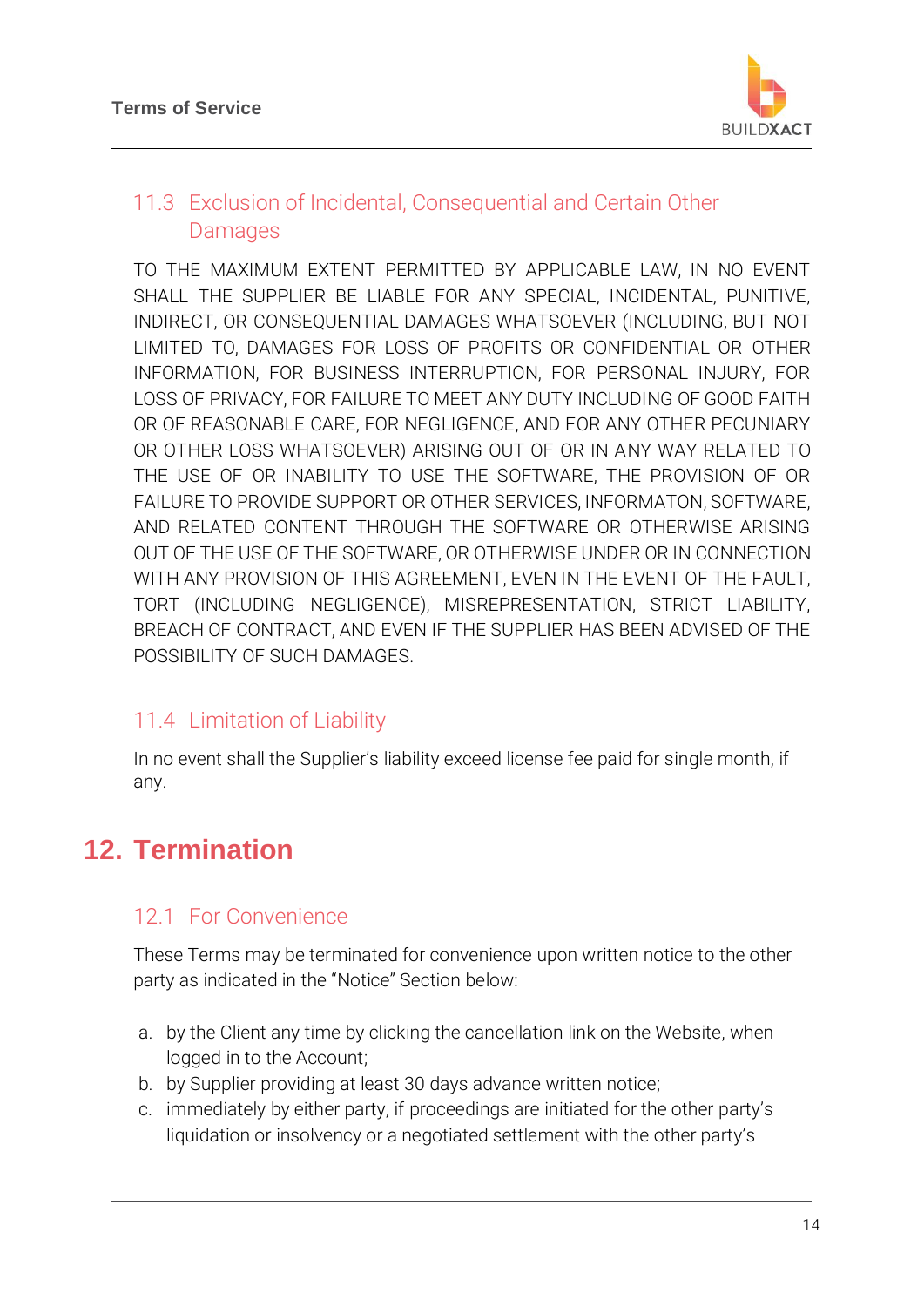### 11.3 Exclusion of Incidental, Consequential and Certain Other Damages

TO THE MAXIMUM EXTENT PERMITTED BY APPLICABLE LAW, IN NO EVENT SHALL THE SUPPLIER BE LIABLE FOR ANY SPECIAL, INCIDENTAL, PUNITIVE, INDIRECT, OR CONSEQUENTIAL DAMAGES WHATSOEVER (INCLUDING, BUT NOT LIMITED TO, DAMAGES FOR LOSS OF PROFITS OR CONFIDENTIAL OR OTHER INFORMATION, FOR BUSINESS INTERRUPTION, FOR PERSONAL INJURY, FOR LOSS OF PRIVACY, FOR FAILURE TO MEET ANY DUTY INCLUDING OF GOOD FAITH OR OF REASONABLE CARE, FOR NEGLIGENCE, AND FOR ANY OTHER PECUNIARY OR OTHER LOSS WHATSOEVER) ARISING OUT OF OR IN ANY WAY RELATED TO THE USE OF OR INABILITY TO USE THE SOFTWARE, THE PROVISION OF OR FAILURE TO PROVIDE SUPPORT OR OTHER SERVICES, INFORMATON, SOFTWARE, AND RELATED CONTENT THROUGH THE SOFTWARE OR OTHERWISE ARISING OUT OF THE USE OF THE SOFTWARE, OR OTHERWISE UNDER OR IN CONNECTION WITH ANY PROVISION OF THIS AGREEMENT, EVEN IN THE EVENT OF THE FAULT, TORT (INCLUDING NEGLIGENCE), MISREPRESENTATION, STRICT LIABILITY, BREACH OF CONTRACT, AND EVEN IF THE SUPPLIER HAS BEEN ADVISED OF THE POSSIBILITY OF SUCH DAMAGES.

### 11.4 Limitation of Liability

In no event shall the Supplier's liability exceed license fee paid for single month, if any.

## 12. Termination

### 12.1 For Convenience

These Terms may be terminated for convenience upon written notice to the other party as indicated in the "Notice" Section below:

a. by the Client any time by clicking the cancellation link on the Website, when logged in to the Account;
b. by Supplier providing at least 30 days advance written notice;
c. immediately by either party, if proceedings are initiated for the other party's liquidation or insolvency or a negotiated settlement with the other party's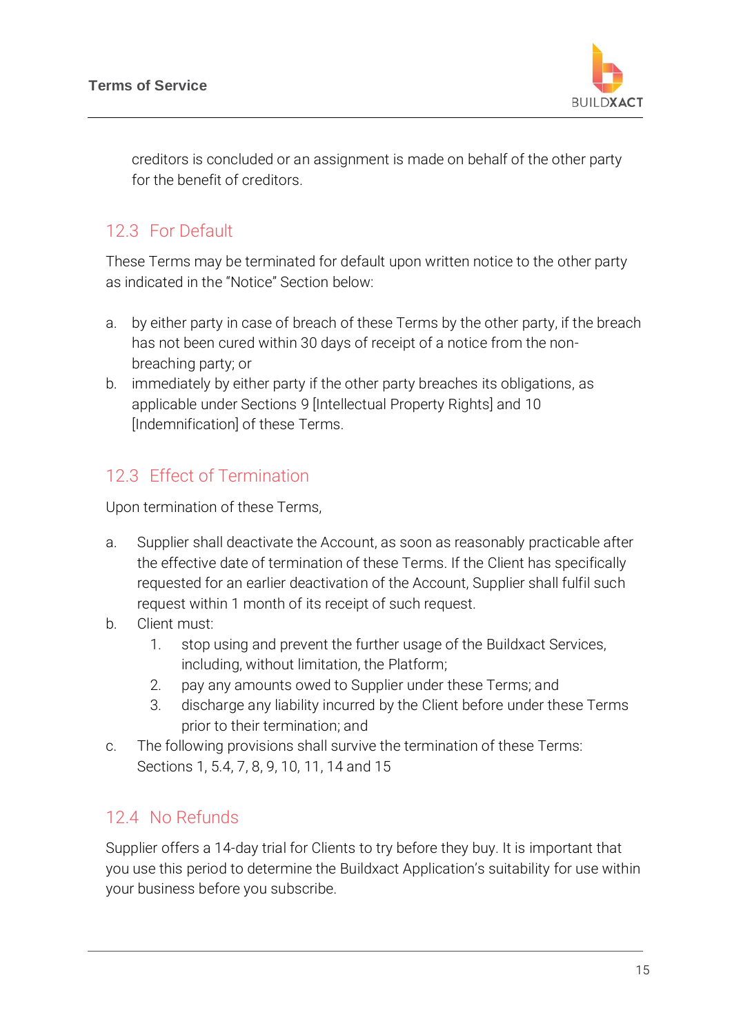creditors is concluded or an assignment is made on behalf of the other party for the benefit of creditors.

## 12.3 For Default

These Terms may be terminated for default upon written notice to the other party as indicated in the "Notice" Section below:

a. by either party in case of breach of these Terms by the other party, if the breach has not been cured within 30 days of receipt of a notice from the non-breaching party; or
b. immediately by either party if the other party breaches its obligations, as applicable under Sections 9 [Intellectual Property Rights] and 10 [Indemnification] of these Terms.

## 12.3 Effect of Termination

Upon termination of these Terms,

a. Supplier shall deactivate the Account, as soon as reasonably practicable after the effective date of termination of these Terms. If the Client has specifically requested for an earlier deactivation of the Account, Supplier shall fulfil such request within 1 month of its receipt of such request.
b. Client must:
    1. stop using and prevent the further usage of the Buildxact Services, including, without limitation, the Platform;
    2. pay any amounts owed to Supplier under these Terms; and
    3. discharge any liability incurred by the Client before under these Terms prior to their termination; and
c. The following provisions shall survive the termination of these Terms: Sections 1, 5.4, 7, 8, 9, 10, 11, 14 and 15

## 12.4 No Refunds

Supplier offers a 14-day trial for Clients to try before they buy. It is important that you use this period to determine the Buildxact Application's suitability for use within your business before you subscribe.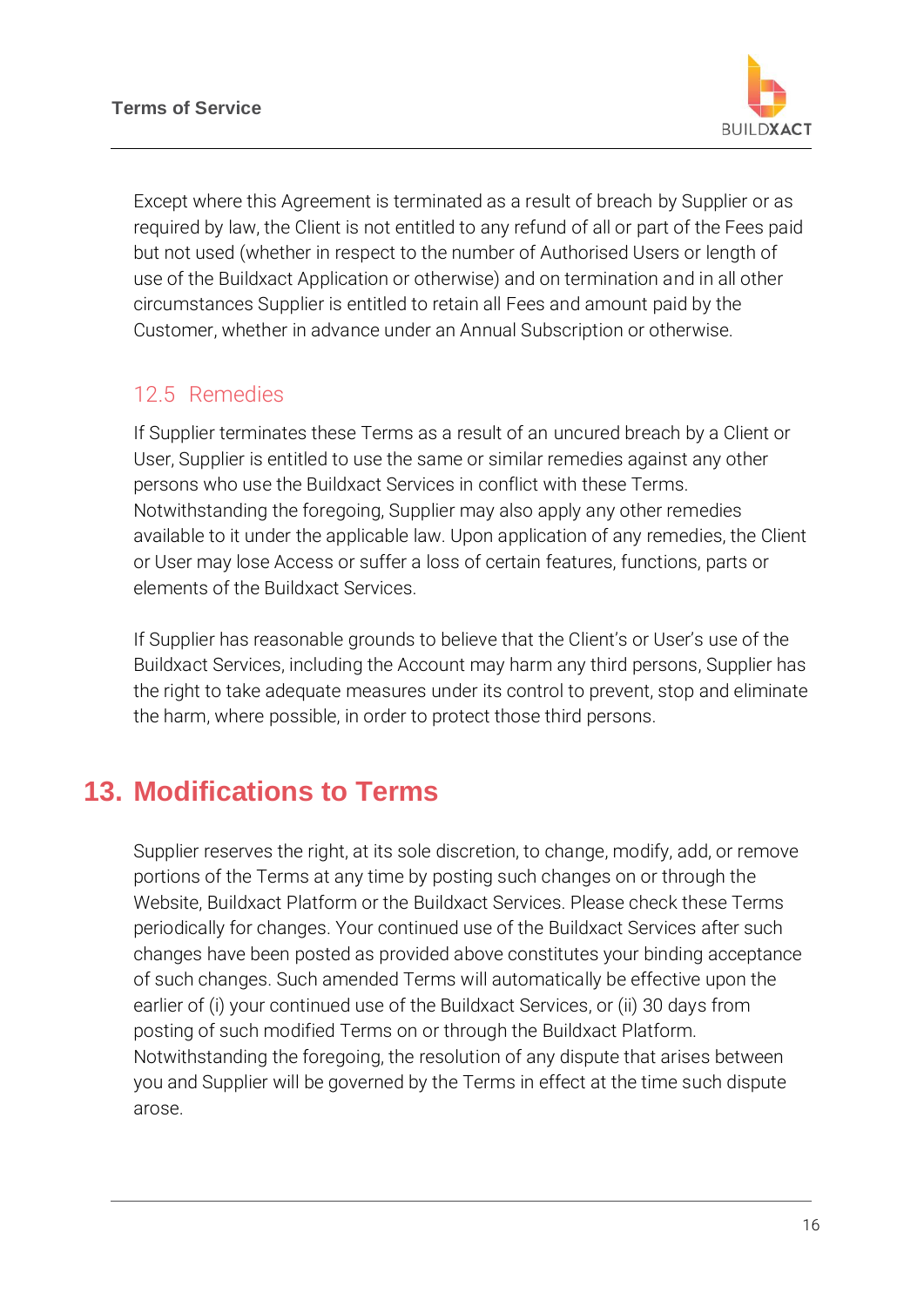Except where this Agreement is terminated as a result of breach by Supplier or as required by law, the Client is not entitled to any refund of all or part of the Fees paid but not used (whether in respect to the number of Authorised Users or length of use of the Buildxact Application or otherwise) and on termination and in all other circumstances Supplier is entitled to retain all Fees and amount paid by the Customer, whether in advance under an Annual Subscription or otherwise.

### 12.5 Remedies

If Supplier terminates these Terms as a result of an uncured breach by a Client or User, Supplier is entitled to use the same or similar remedies against any other persons who use the Buildxact Services in conflict with these Terms. Notwithstanding the foregoing, Supplier may also apply any other remedies available to it under the applicable law. Upon application of any remedies, the Client or User may lose Access or suffer a loss of certain features, functions, parts or elements of the Buildxact Services.

If Supplier has reasonable grounds to believe that the Client's or User's use of the Buildxact Services, including the Account may harm any third persons, Supplier has the right to take adequate measures under its control to prevent, stop and eliminate the harm, where possible, in order to protect those third persons.

## 13. Modifications to Terms

Supplier reserves the right, at its sole discretion, to change, modify, add, or remove portions of the Terms at any time by posting such changes on or through the Website, Buildxact Platform or the Buildxact Services. Please check these Terms periodically for changes. Your continued use of the Buildxact Services after such changes have been posted as provided above constitutes your binding acceptance of such changes. Such amended Terms will automatically be effective upon the earlier of (i) your continued use of the Buildxact Services, or (ii) 30 days from posting of such modified Terms on or through the Buildxact Platform. Notwithstanding the foregoing, the resolution of any dispute that arises between you and Supplier will be governed by the Terms in effect at the time such dispute arose.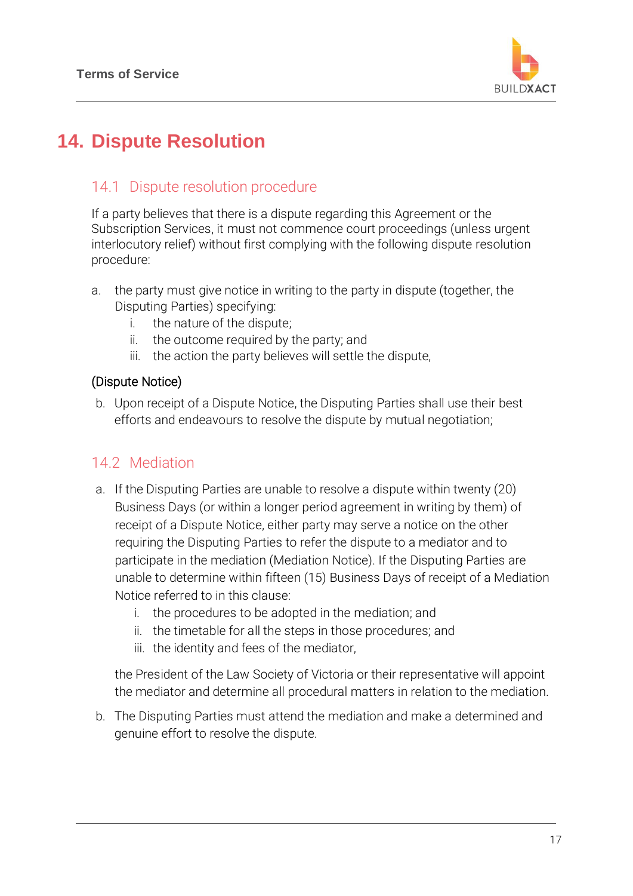# 14. Dispute Resolution

## 14.1 Dispute resolution procedure

If a party believes that there is a dispute regarding this Agreement or the Subscription Services, it must not commence court proceedings (unless urgent interlocutory relief) without first complying with the following dispute resolution procedure:

a. the party must give notice in writing to the party in dispute (together, the Disputing Parties) specifying:
   i. the nature of the dispute;
   ii. the outcome required by the party; and
   iii. the action the party believes will settle the dispute,

(Dispute Notice)

b. Upon receipt of a Dispute Notice, the Disputing Parties shall use their best efforts and endeavours to resolve the dispute by mutual negotiation;

## 14.2 Mediation

a. If the Disputing Parties are unable to resolve a dispute within twenty (20) Business Days (or within a longer period agreement in writing by them) of receipt of a Dispute Notice, either party may serve a notice on the other requiring the Disputing Parties to refer the dispute to a mediator and to participate in the mediation (Mediation Notice). If the Disputing Parties are unable to determine within fifteen (15) Business Days of receipt of a Mediation Notice referred to in this clause:
   i. the procedures to be adopted in the mediation; and
   ii. the timetable for all the steps in those procedures; and
   iii. the identity and fees of the mediator,

   the President of the Law Society of Victoria or their representative will appoint the mediator and determine all procedural matters in relation to the mediation.

b. The Disputing Parties must attend the mediation and make a determined and genuine effort to resolve the dispute.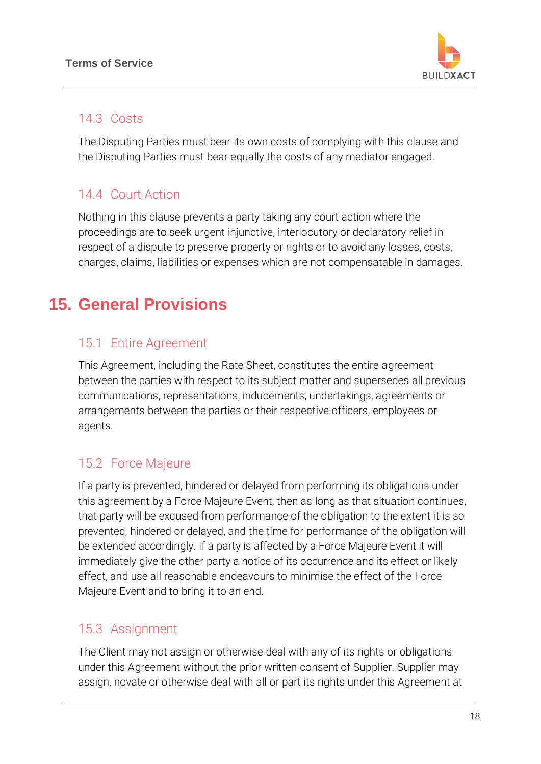### 14.3 Costs

The Disputing Parties must bear its own costs of complying with this clause and the Disputing Parties must bear equally the costs of any mediator engaged.

### 14.4 Court Action

Nothing in this clause prevents a party taking any court action where the proceedings are to seek urgent injunctive, interlocutory or declaratory relief in respect of a dispute to preserve property or rights or to avoid any losses, costs, charges, claims, liabilities or expenses which are not compensatable in damages.

## 15. General Provisions

### 15.1 Entire Agreement

This Agreement, including the Rate Sheet, constitutes the entire agreement between the parties with respect to its subject matter and supersedes all previous communications, representations, inducements, undertakings, agreements or arrangements between the parties or their respective officers, employees or agents.

### 15.2 Force Majeure

If a party is prevented, hindered or delayed from performing its obligations under this agreement by a Force Majeure Event, then as long as that situation continues, that party will be excused from performance of the obligation to the extent it is so prevented, hindered or delayed, and the time for performance of the obligation will be extended accordingly. If a party is affected by a Force Majeure Event it will immediately give the other party a notice of its occurrence and its effect or likely effect, and use all reasonable endeavours to minimise the effect of the Force Majeure Event and to bring it to an end.

### 15.3 Assignment

The Client may not assign or otherwise deal with any of its rights or obligations under this Agreement without the prior written consent of Supplier. Supplier may assign, novate or otherwise deal with all or part its rights under this Agreement at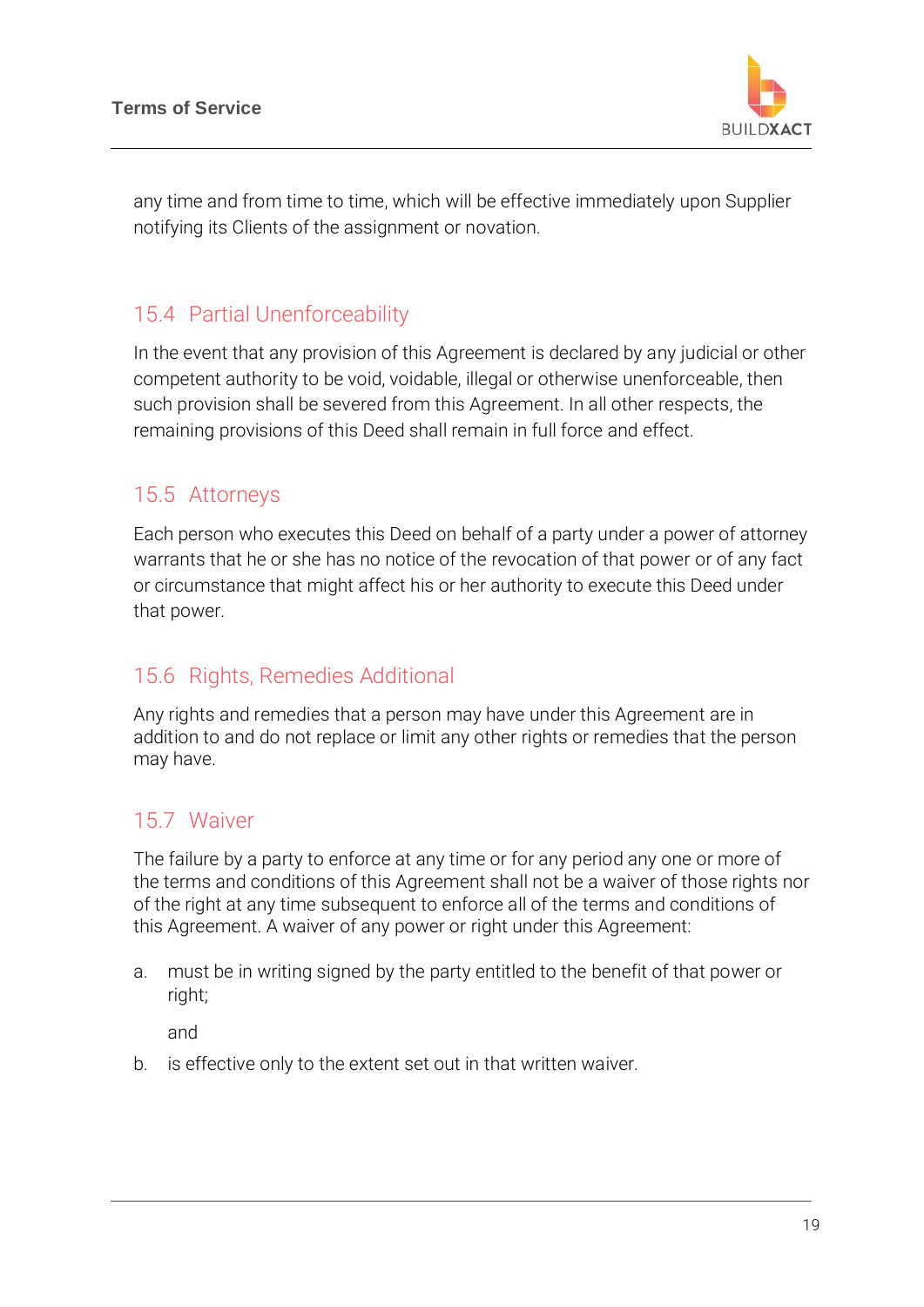any time and from time to time, which will be effective immediately upon Supplier notifying its Clients of the assignment or novation.

## 15.4 Partial Unenforceability

In the event that any provision of this Agreement is declared by any judicial or other competent authority to be void, voidable, illegal or otherwise unenforceable, then such provision shall be severed from this Agreement. In all other respects, the remaining provisions of this Deed shall remain in full force and effect.

## 15.5 Attorneys

Each person who executes this Deed on behalf of a party under a power of attorney warrants that he or she has no notice of the revocation of that power or of any fact or circumstance that might affect his or her authority to execute this Deed under that power.

## 15.6 Rights, Remedies Additional

Any rights and remedies that a person may have under this Agreement are in addition to and do not replace or limit any other rights or remedies that the person may have.

## 15.7 Waiver

The failure by a party to enforce at any time or for any period any one or more of the terms and conditions of this Agreement shall not be a waiver of those rights nor of the right at any time subsequent to enforce all of the terms and conditions of this Agreement. A waiver of any power or right under this Agreement:

a. must be in writing signed by the party entitled to the benefit of that power or right;

   and

b. is effective only to the extent set out in that written waiver.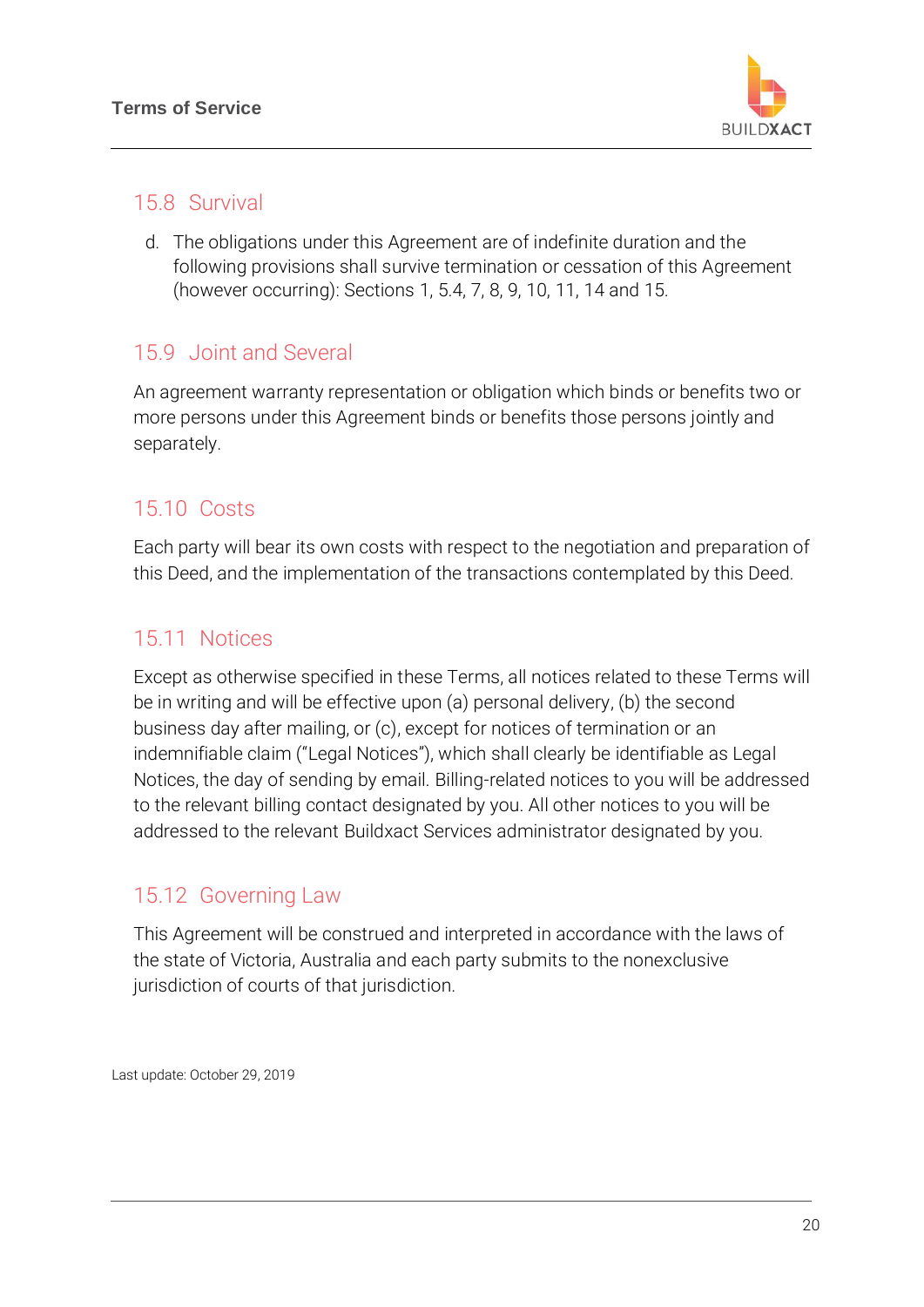## 15.8 Survival

d. The obligations under this Agreement are of indefinite duration and the following provisions shall survive termination or cessation of this Agreement (however occurring): Sections 1, 5.4, 7, 8, 9, 10, 11, 14 and 15.

## 15.9 Joint and Several

An agreement warranty representation or obligation which binds or benefits two or more persons under this Agreement binds or benefits those persons jointly and separately.

## 15.10 Costs

Each party will bear its own costs with respect to the negotiation and preparation of this Deed, and the implementation of the transactions contemplated by this Deed.

## 15.11 Notices

Except as otherwise specified in these Terms, all notices related to these Terms will be in writing and will be effective upon (a) personal delivery, (b) the second business day after mailing, or (c), except for notices of termination or an indemnifiable claim ("Legal Notices"), which shall clearly be identifiable as Legal Notices, the day of sending by email. Billing-related notices to you will be addressed to the relevant billing contact designated by you. All other notices to you will be addressed to the relevant Buildxact Services administrator designated by you.

## 15.12 Governing Law

This Agreement will be construed and interpreted in accordance with the laws of the state of Victoria, Australia and each party submits to the nonexclusive jurisdiction of courts of that jurisdiction.

Last update: October 29, 2019